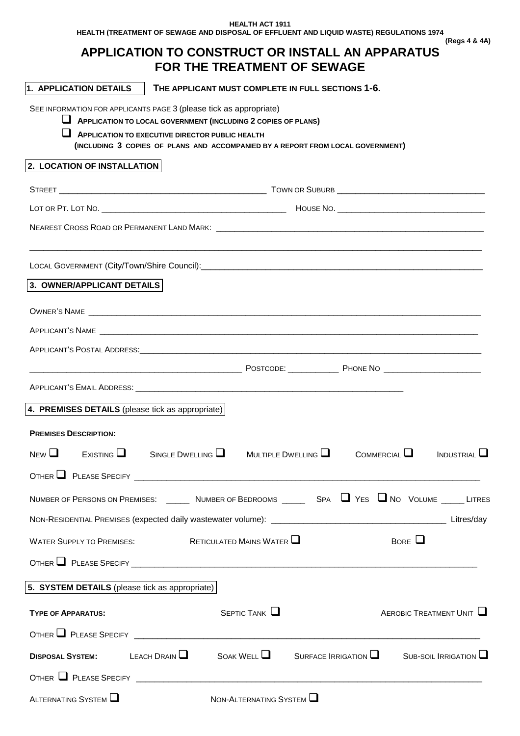HEALTH ACT 1911

HEALTH (TREATMENT OF SEWAGE AND DISPOSAL OF EFFLUENT AND LIQUID WASTE) REGULATIONS 1974

(Regs 4 & 4A)

# APPLICATION TO CONSTRUCT OR INSTALL AN APPARATUS FOR THE TREATMENT OF SEWAGE

## 1. APPLICATION DETAILS

**THE APPLICANT MUST COMPLETE IN FULL SECTIONS 1-6.**

SEE INFORMATION FOR APPLICANTS PAGE 3 (please tick as appropriate)

- ☐ **APPLICATION TO LOCAL GOVERNMENT (INCLUDING 2 COPIES OF PLANS)**
- ☐ **APPLICATION TO EXECUTIVE DIRECTOR PUBLIC HEALTH** **(INCLUDING 3 COPIES OF PLANS AND ACCOMPANIED BY A REPORT FROM LOCAL GOVERNMENT)**

## 2. LOCATION OF INSTALLATION

STREET ______________________________ TOWN OR SUBURB ______________________________

LOT OR PT. LOT NO. ______________________________ HOUSE NO. ______________________________

NEAREST CROSS ROAD OR PERMANENT LAND MARK: ______________________________

______________________________

LOCAL GOVERNMENT (City/Town/Shire Council):______________________________

## 3. OWNER/APPLICANT DETAILS

OWNER'S NAME ______________________________

APPLICANT'S NAME ______________________________

APPLICANT'S POSTAL ADDRESS:______________________________

______________________________ POSTCODE: __________ PHONE NO ____________________

APPLICANT'S EMAIL ADDRESS: ______________________________

## 4. PREMISES DETAILS (please tick as appropriate)

**PREMISES DESCRIPTION:**

NEW ☐ EXISTING ☐ SINGLE DWELLING ☐ MULTIPLE DWELLING ☐ COMMERCIAL ☐ INDUSTRIAL ☐

OTHER ☐ PLEASE SPECIFY ______________________________

NUMBER OF PERSONS ON PREMISES: _____ NUMBER OF BEDROOMS _____ SPA ☐ YES ☐ NO VOLUME _____ LITRES

NON-RESIDENTIAL PREMISES (expected daily wastewater volume): ______________________________ Litres/day

WATER SUPPLY TO PREMISES: RETICULATED MAINS WATER ☐ BORE ☐

OTHER ☐ PLEASE SPECIFY ______________________________

## 5. SYSTEM DETAILS (please tick as appropriate)

**TYPE OF APPARATUS:** SEPTIC TANK ☐ AEROBIC TREATMENT UNIT ☐

OTHER ☐ PLEASE SPECIFY ______________________________

**DISPOSAL SYSTEM:** LEACH DRAIN ☐ SOAK WELL ☐ SURFACE IRRIGATION ☐ SUB-SOIL IRRIGATION ☐

OTHER ☐ PLEASE SPECIFY ______________________________

ALTERNATING SYSTEM ☐ NON-ALTERNATING SYSTEM ☐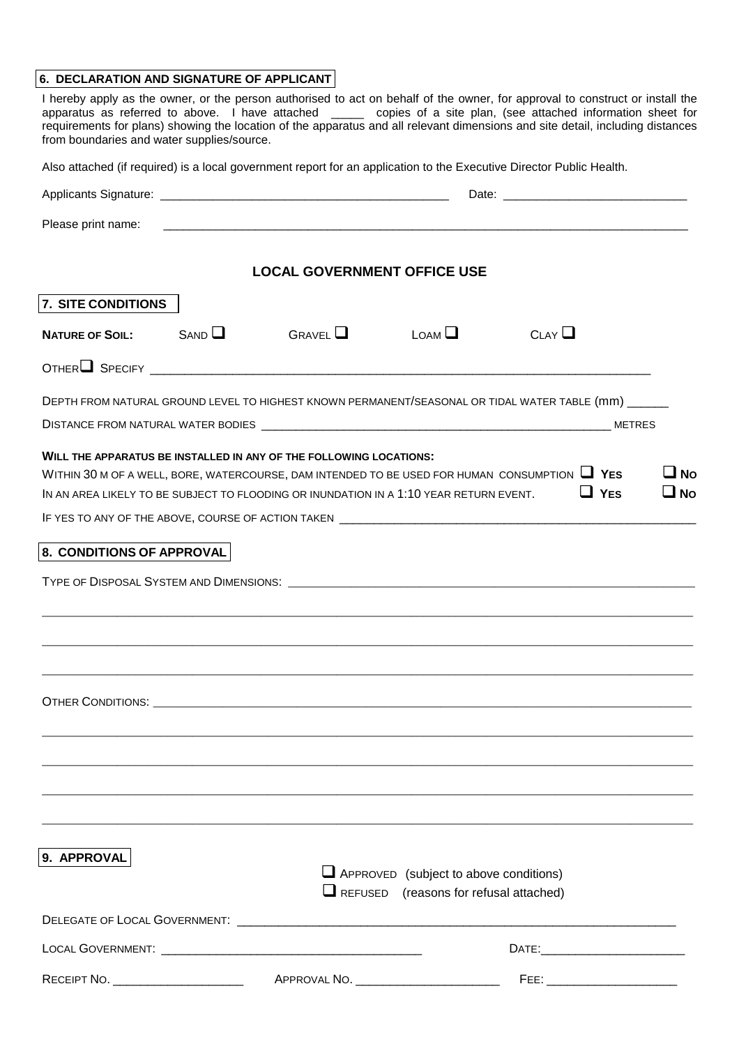## 6. DECLARATION AND SIGNATURE OF APPLICANT

I hereby apply as the owner, or the person authorised to act on behalf of the owner, for approval to construct or install the apparatus as referred to above. I have attached _____ copies of a site plan, (see attached information sheet for requirements for plans) showing the location of the apparatus and all relevant dimensions and site detail, including distances from boundaries and water supplies/source.

Also attached (if required) is a local government report for an application to the Executive Director Public Health.

Applicants Signature: ___________________________________________ Date: ___________________________

Please print name: ______________________________________________________________________________

## LOCAL GOVERNMENT OFFICE USE

## 7. SITE CONDITIONS

**NATURE OF SOIL:** SAND ☐ GRAVEL ☐ LOAM ☐ CLAY ☐

OTHER ☐ SPECIFY ______________________________________________________________________________

DEPTH FROM NATURAL GROUND LEVEL TO HIGHEST KNOWN PERMANENT/SEASONAL OR TIDAL WATER TABLE (mm) ______

DISTANCE FROM NATURAL WATER BODIES ________________________________________________________ METRES

**WILL THE APPARATUS BE INSTALLED IN ANY OF THE FOLLOWING LOCATIONS:**

WITHIN 30 M OF A WELL, BORE, WATERCOURSE, DAM INTENDED TO BE USED FOR HUMAN CONSUMPTION ☐ **YES** ☐ **NO**

IN AN AREA LIKELY TO BE SUBJECT TO FLOODING OR INUNDATION IN A 1:10 YEAR RETURN EVENT. ☐ **YES** ☐ **NO**

IF YES TO ANY OF THE ABOVE, COURSE OF ACTION TAKEN ______________________________________________________

## 8. CONDITIONS OF APPROVAL

TYPE OF DISPOSAL SYSTEM AND DIMENSIONS: ______________________________________________________________

______________________________________________________________________________________________

______________________________________________________________________________________________

______________________________________________________________________________________________

OTHER CONDITIONS: ______________________________________________________________________________

______________________________________________________________________________________________

______________________________________________________________________________________________

______________________________________________________________________________________________

______________________________________________________________________________________________

## 9. APPROVAL

☐ APPROVED (subject to above conditions)

☐ REFUSED (reasons for refusal attached)

DELEGATE OF LOCAL GOVERNMENT: ___________________________________________________________________

LOCAL GOVERNMENT: ______________________________________ DATE: _____________________

RECEIPT NO. ___________________ APPROVAL NO. _____________________ FEE: ___________________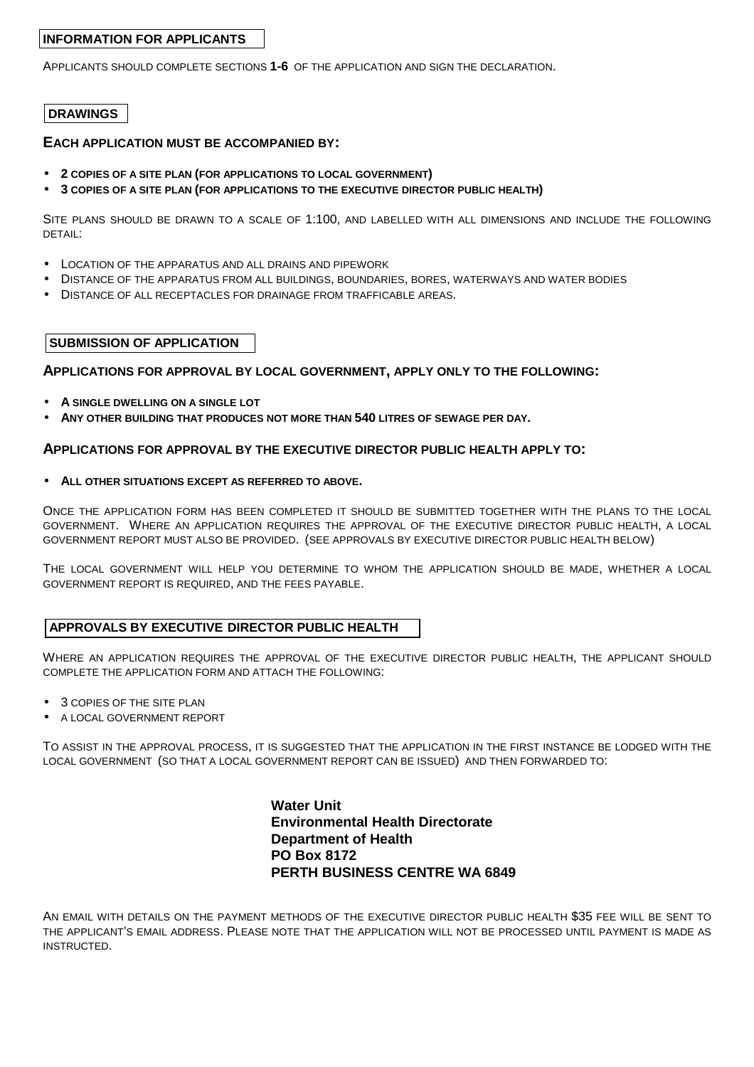## INFORMATION FOR APPLICANTS

APPLICANTS SHOULD COMPLETE SECTIONS **1-6** OF THE APPLICATION AND SIGN THE DECLARATION.

## DRAWINGS

### EACH APPLICATION MUST BE ACCOMPANIED BY:

- **2 COPIES OF A SITE PLAN (FOR APPLICATIONS TO LOCAL GOVERNMENT)**
- **3 COPIES OF A SITE PLAN (FOR APPLICATIONS TO THE EXECUTIVE DIRECTOR PUBLIC HEALTH)**

SITE PLANS SHOULD BE DRAWN TO A SCALE OF 1:100, AND LABELLED WITH ALL DIMENSIONS AND INCLUDE THE FOLLOWING DETAIL:

- LOCATION OF THE APPARATUS AND ALL DRAINS AND PIPEWORK
- DISTANCE OF THE APPARATUS FROM ALL BUILDINGS, BOUNDARIES, BORES, WATERWAYS AND WATER BODIES
- DISTANCE OF ALL RECEPTACLES FOR DRAINAGE FROM TRAFFICABLE AREAS.

## SUBMISSION OF APPLICATION

### APPLICATIONS FOR APPROVAL BY LOCAL GOVERNMENT, APPLY ONLY TO THE FOLLOWING:

- **A SINGLE DWELLING ON A SINGLE LOT**
- **ANY OTHER BUILDING THAT PRODUCES NOT MORE THAN 540 LITRES OF SEWAGE PER DAY.**

### APPLICATIONS FOR APPROVAL BY THE EXECUTIVE DIRECTOR PUBLIC HEALTH APPLY TO:

- **ALL OTHER SITUATIONS EXCEPT AS REFERRED TO ABOVE.**

ONCE THE APPLICATION FORM HAS BEEN COMPLETED IT SHOULD BE SUBMITTED TOGETHER WITH THE PLANS TO THE LOCAL GOVERNMENT. WHERE AN APPLICATION REQUIRES THE APPROVAL OF THE EXECUTIVE DIRECTOR PUBLIC HEALTH, A LOCAL GOVERNMENT REPORT MUST ALSO BE PROVIDED. (SEE APPROVALS BY EXECUTIVE DIRECTOR PUBLIC HEALTH BELOW)

THE LOCAL GOVERNMENT WILL HELP YOU DETERMINE TO WHOM THE APPLICATION SHOULD BE MADE, WHETHER A LOCAL GOVERNMENT REPORT IS REQUIRED, AND THE FEES PAYABLE.

## APPROVALS BY EXECUTIVE DIRECTOR PUBLIC HEALTH

WHERE AN APPLICATION REQUIRES THE APPROVAL OF THE EXECUTIVE DIRECTOR PUBLIC HEALTH, THE APPLICANT SHOULD COMPLETE THE APPLICATION FORM AND ATTACH THE FOLLOWING:

- 3 COPIES OF THE SITE PLAN
- A LOCAL GOVERNMENT REPORT

TO ASSIST IN THE APPROVAL PROCESS, IT IS SUGGESTED THAT THE APPLICATION IN THE FIRST INSTANCE BE LODGED WITH THE LOCAL GOVERNMENT (SO THAT A LOCAL GOVERNMENT REPORT CAN BE ISSUED) AND THEN FORWARDED TO:

**Water Unit**
**Environmental Health Directorate**
**Department of Health**
**PO Box 8172**
**PERTH BUSINESS CENTRE WA 6849**

AN EMAIL WITH DETAILS ON THE PAYMENT METHODS OF THE EXECUTIVE DIRECTOR PUBLIC HEALTH $35 FEE WILL BE SENT TO THE APPLICANT'S EMAIL ADDRESS. PLEASE NOTE THAT THE APPLICATION WILL NOT BE PROCESSED UNTIL PAYMENT IS MADE AS INSTRUCTED.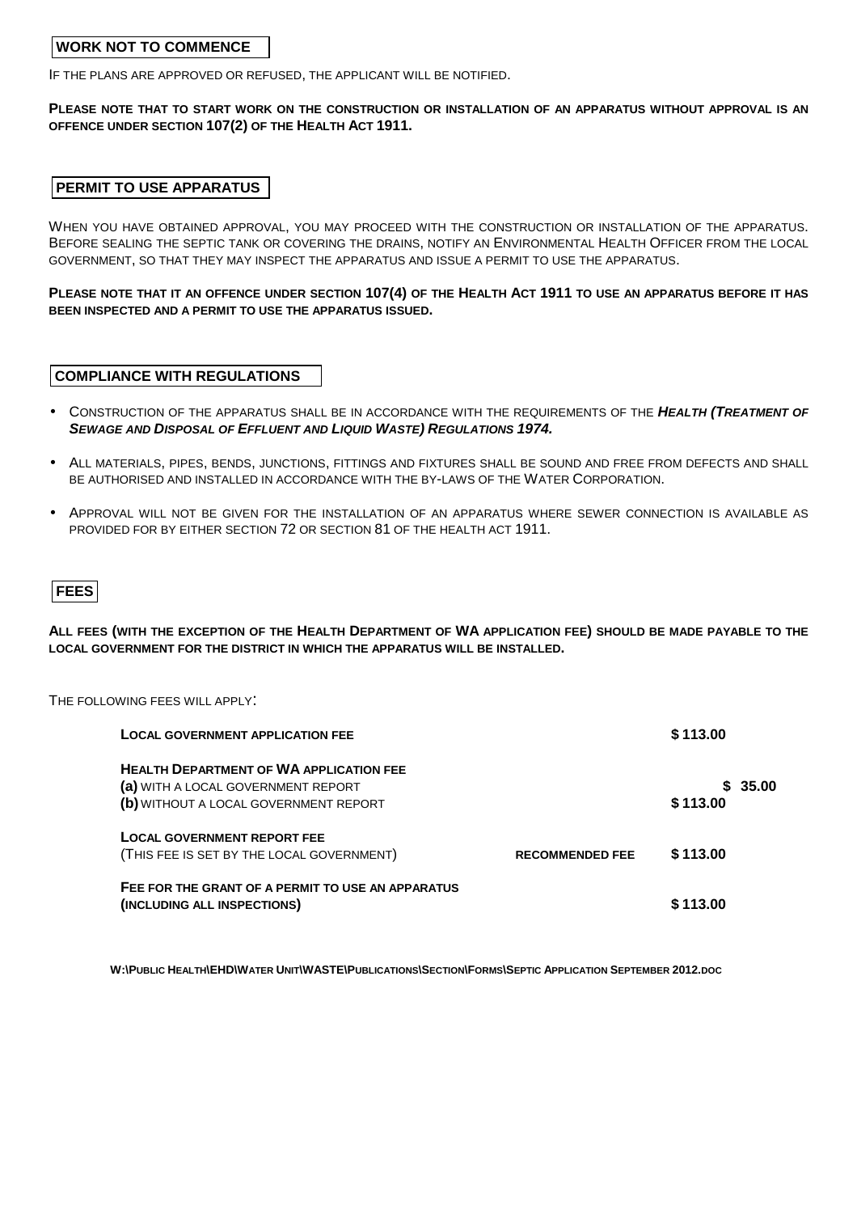## WORK NOT TO COMMENCE

IF THE PLANS ARE APPROVED OR REFUSED, THE APPLICANT WILL BE NOTIFIED.

**PLEASE NOTE THAT TO START WORK ON THE CONSTRUCTION OR INSTALLATION OF AN APPARATUS WITHOUT APPROVAL IS AN OFFENCE UNDER SECTION 107(2) OF THE HEALTH ACT 1911.**

## PERMIT TO USE APPARATUS

WHEN YOU HAVE OBTAINED APPROVAL, YOU MAY PROCEED WITH THE CONSTRUCTION OR INSTALLATION OF THE APPARATUS. BEFORE SEALING THE SEPTIC TANK OR COVERING THE DRAINS, NOTIFY AN ENVIRONMENTAL HEALTH OFFICER FROM THE LOCAL GOVERNMENT, SO THAT THEY MAY INSPECT THE APPARATUS AND ISSUE A PERMIT TO USE THE APPARATUS.

**PLEASE NOTE THAT IT AN OFFENCE UNDER SECTION 107(4) OF THE HEALTH ACT 1911 TO USE AN APPARATUS BEFORE IT HAS BEEN INSPECTED AND A PERMIT TO USE THE APPARATUS ISSUED.**

## COMPLIANCE WITH REGULATIONS

- CONSTRUCTION OF THE APPARATUS SHALL BE IN ACCORDANCE WITH THE REQUIREMENTS OF THE ***HEALTH (TREATMENT OF SEWAGE AND DISPOSAL OF EFFLUENT AND LIQUID WASTE) REGULATIONS 1974.***
- ALL MATERIALS, PIPES, BENDS, JUNCTIONS, FITTINGS AND FIXTURES SHALL BE SOUND AND FREE FROM DEFECTS AND SHALL BE AUTHORISED AND INSTALLED IN ACCORDANCE WITH THE BY-LAWS OF THE WATER CORPORATION.
- APPROVAL WILL NOT BE GIVEN FOR THE INSTALLATION OF AN APPARATUS WHERE SEWER CONNECTION IS AVAILABLE AS PROVIDED FOR BY EITHER SECTION 72 OR SECTION 81 OF THE HEALTH ACT 1911.

## FEES

**ALL FEES (WITH THE EXCEPTION OF THE HEALTH DEPARTMENT OF WA APPLICATION FEE) SHOULD BE MADE PAYABLE TO THE LOCAL GOVERNMENT FOR THE DISTRICT IN WHICH THE APPARATUS WILL BE INSTALLED.**

THE FOLLOWING FEES WILL APPLY:

| | | |
|---|---|---|
| **LOCAL GOVERNMENT APPLICATION FEE** | | **$ 113.00** |
| **HEALTH DEPARTMENT OF WA APPLICATION FEE** | | |
| **(a)** WITH A LOCAL GOVERNMENT REPORT | | **$ 35.00** |
| **(b)** WITHOUT A LOCAL GOVERNMENT REPORT | | **$ 113.00** |
| **LOCAL GOVERNMENT REPORT FEE** (THIS FEE IS SET BY THE LOCAL GOVERNMENT) | **RECOMMENDED FEE** | **$ 113.00** |
| **FEE FOR THE GRANT OF A PERMIT TO USE AN APPARATUS (INCLUDING ALL INSPECTIONS)** | | **$ 113.00** |

**W:\PUBLIC HEALTH\EHD\WATER UNIT\WASTE\PUBLICATIONS\SECTION\FORMS\SEPTIC APPLICATION SEPTEMBER 2012.DOC**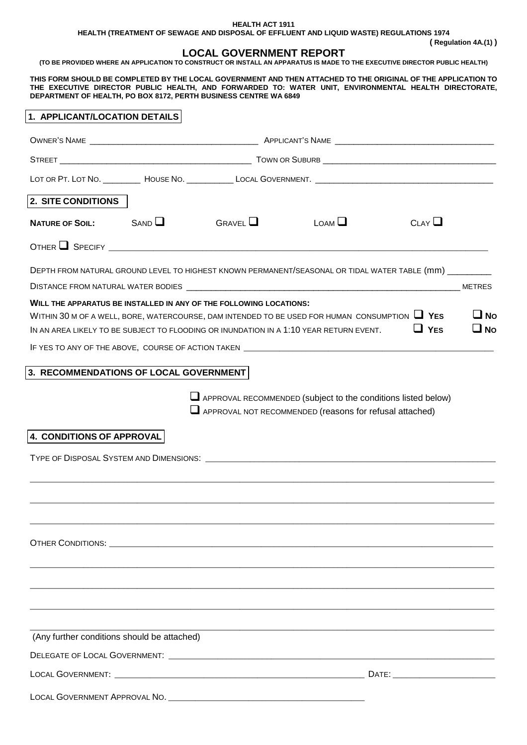**HEALTH ACT 1911**

**HEALTH (TREATMENT OF SEWAGE AND DISPOSAL OF EFFLUENT AND LIQUID WASTE) REGULATIONS 1974**

**( Regulation 4A.(1) )**

# LOCAL GOVERNMENT REPORT

**(TO BE PROVIDED WHERE AN APPLICATION TO CONSTRUCT OR INSTALL AN APPARATUS IS MADE TO THE EXECUTIVE DIRECTOR PUBLIC HEALTH)**

**THIS FORM SHOULD BE COMPLETED BY THE LOCAL GOVERNMENT AND THEN ATTACHED TO THE ORIGINAL OF THE APPLICATION TO THE EXECUTIVE DIRECTOR PUBLIC HEALTH, AND FORWARDED TO: WATER UNIT, ENVIRONMENTAL HEALTH DIRECTORATE, DEPARTMENT OF HEALTH, PO BOX 8172, PERTH BUSINESS CENTRE WA 6849**

## 1. APPLICANT/LOCATION DETAILS

OWNER'S NAME ______________________ APPLICANT'S NAME ______________________

STREET ______________________ TOWN OR SUBURB ______________________

LOT OR PT. LOT NO. ________ HOUSE NO. __________ LOCAL GOVERNMENT. ______________________

## 2. SITE CONDITIONS

**NATURE OF SOIL:** SAND ☐ GRAVEL ☐ LOAM ☐ CLAY ☐

OTHER ☐ SPECIFY ______________________

DEPTH FROM NATURAL GROUND LEVEL TO HIGHEST KNOWN PERMANENT/SEASONAL OR TIDAL WATER TABLE (mm) ________

DISTANCE FROM NATURAL WATER BODIES ______________________ METRES

**WILL THE APPARATUS BE INSTALLED IN ANY OF THE FOLLOWING LOCATIONS:**

WITHIN 30 M OF A WELL, BORE, WATERCOURSE, DAM INTENDED TO BE USED FOR HUMAN CONSUMPTION ☐ **YES** ☐ **NO**

IN AN AREA LIKELY TO BE SUBJECT TO FLOODING OR INUNDATION IN A 1:10 YEAR RETURN EVENT. ☐ **YES** ☐ **NO**

IF YES TO ANY OF THE ABOVE, COURSE OF ACTION TAKEN ______________________

## 3. RECOMMENDATIONS OF LOCAL GOVERNMENT

☐ APPROVAL RECOMMENDED (subject to the conditions listed below)

☐ APPROVAL NOT RECOMMENDED (reasons for refusal attached)

## 4. CONDITIONS OF APPROVAL

TYPE OF DISPOSAL SYSTEM AND DIMENSIONS: ______________________

______________________

______________________

______________________

OTHER CONDITIONS: ______________________

______________________

______________________

______________________

______________________

(Any further conditions should be attached)

DELEGATE OF LOCAL GOVERNMENT: ______________________

LOCAL GOVERNMENT: ______________________ DATE: ______________________

LOCAL GOVERNMENT APPROVAL NO. ______________________